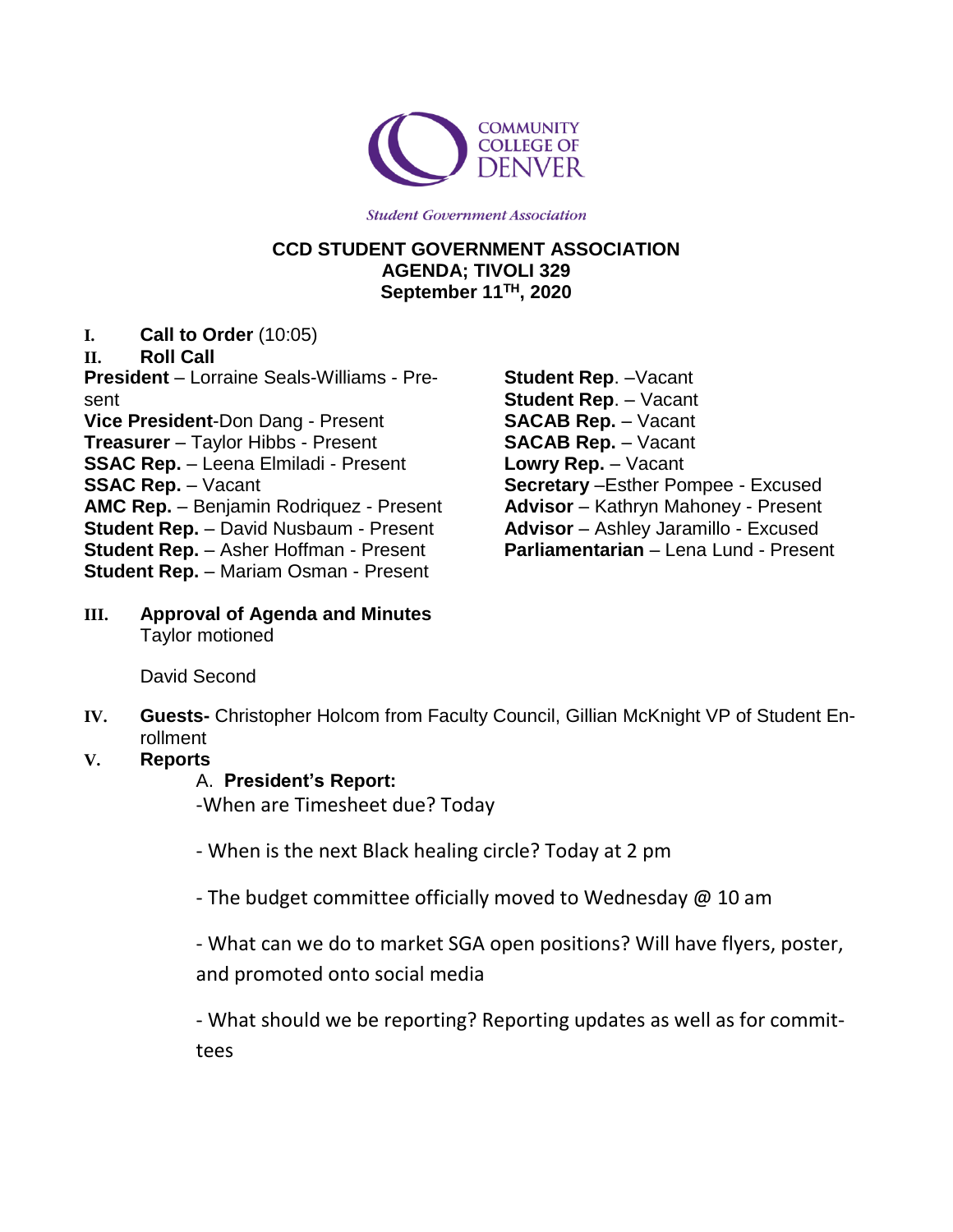COMMUNITY COLLEGE OF DENVER

*Student Government Association*

**CCD STUDENT GOVERNMENT ASSOCIATION**
**AGENDA; TIVOLI 329**
**September 11TH, 2020**

I. **Call to Order** (10:05)

II. **Roll Call**

**President** – Lorraine Seals-Williams - Present
**Vice President**-Don Dang - Present
**Treasurer** – Taylor Hibbs - Present
**SSAC Rep.** – Leena Elmiladi - Present
**SSAC Rep.** – Vacant
**AMC Rep.** – Benjamin Rodriquez - Present
**Student Rep.** – David Nusbaum - Present
**Student Rep.** – Asher Hoffman - Present
**Student Rep.** – Mariam Osman - Present
**Student Rep**. –Vacant
**Student Rep**. – Vacant
**SACAB Rep.** – Vacant
**SACAB Rep.** – Vacant
**Lowry Rep.** – Vacant
**Secretary** –Esther Pompee - Excused
**Advisor** – Kathryn Mahoney - Present
**Advisor** – Ashley Jaramillo - Excused
**Parliamentarian** – Lena Lund - Present

III. **Approval of Agenda and Minutes**
Taylor motioned

David Second

IV. **Guests-** Christopher Holcom from Faculty Council, Gillian McKnight VP of Student Enrollment

V. **Reports**

A. **President's Report:**

-When are Timesheet due? Today

- When is the next Black healing circle? Today at 2 pm

- The budget committee officially moved to Wednesday @ 10 am

- What can we do to market SGA open positions? Will have flyers, poster, and promoted onto social media

- What should we be reporting? Reporting updates as well as for committees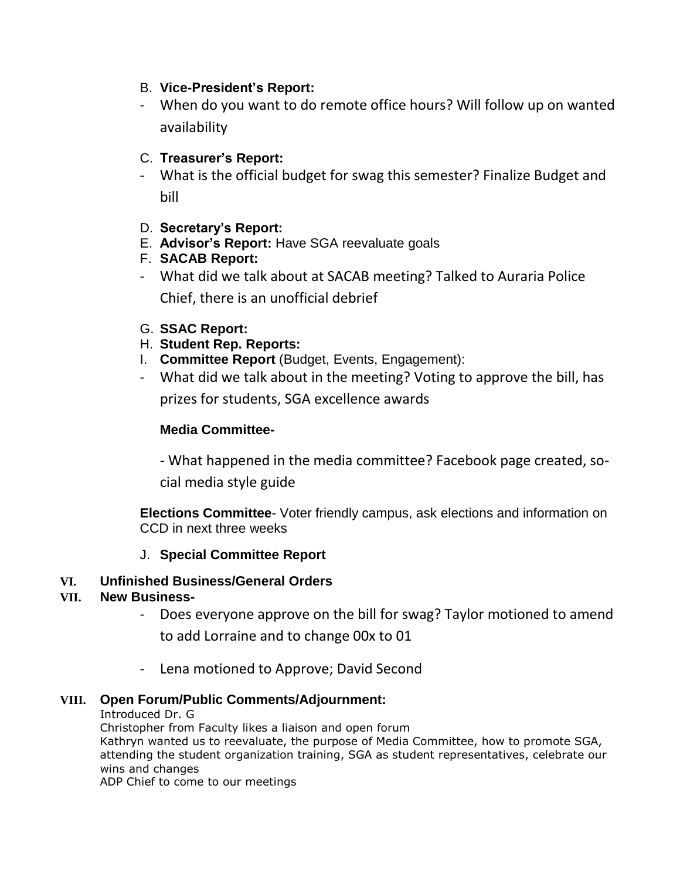B. **Vice-President's Report:**

- When do you want to do remote office hours? Will follow up on wanted availability

C. **Treasurer's Report:**

- What is the official budget for swag this semester? Finalize Budget and bill

D. **Secretary's Report:**

E. **Advisor's Report:** Have SGA reevaluate goals

F. **SACAB Report:**

- What did we talk about at SACAB meeting? Talked to Auraria Police Chief, there is an unofficial debrief

G. **SSAC Report:**

H. **Student Rep. Reports:**

I. **Committee Report** (Budget, Events, Engagement):

- What did we talk about in the meeting? Voting to approve the bill, has prizes for students, SGA excellence awards

**Media Committee-**

- What happened in the media committee? Facebook page created, social media style guide

**Elections Committee**- Voter friendly campus, ask elections and information on CCD in next three weeks

J. **Special Committee Report**

## VI. Unfinished Business/General Orders

## VII. New Business-

- Does everyone approve on the bill for swag? Taylor motioned to amend to add Lorraine and to change 00x to 01
- Lena motioned to Approve; David Second

## VIII. Open Forum/Public Comments/Adjournment:

Introduced Dr. G

Christopher from Faculty likes a liaison and open forum

Kathryn wanted us to reevaluate, the purpose of Media Committee, how to promote SGA, attending the student organization training, SGA as student representatives, celebrate our wins and changes

ADP Chief to come to our meetings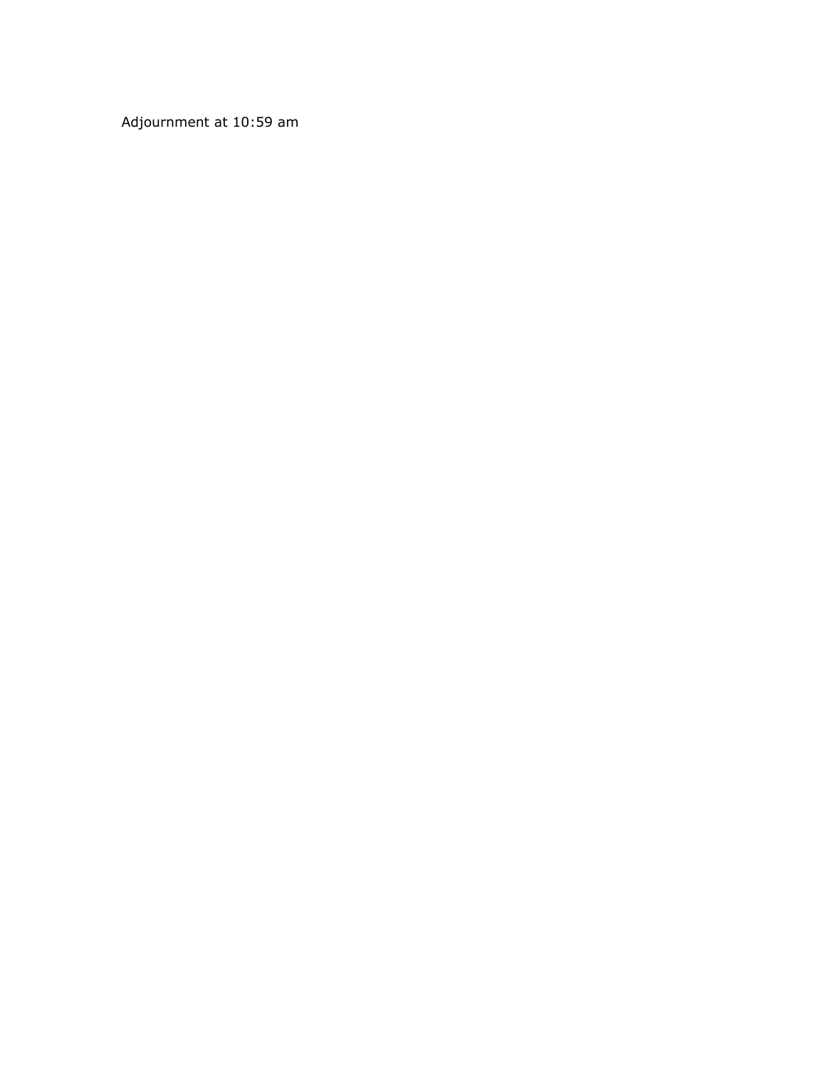Adjournment at 10:59 am